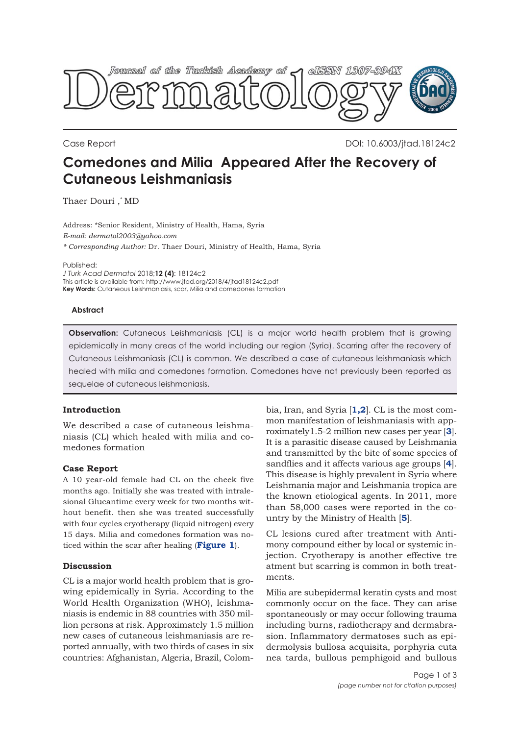Case Report

DOI: 10.6003/jtad.18124c2

# Comedones and Milia Appeared After the Recovery of Cutaneous Leishmaniasis

Thaer Douri ,* MD

Address: *Senior Resident, Ministry of Health, Hama, Syria
*E-mail: dermatol2003@yahoo.com*
*\* Corresponding Author:* Dr. Thaer Douri, Ministry of Health, Hama, Syria

Published:
*J Turk Acad Dermatol* 2018;**12 (4)**: 18124c2
This article is available from: http://www.jtad.org/2018/4/jtad18124c2.pdf
**Key Words:** Cutaneous Leishmaniasis, scar, Milia and comedones formation

### Abstract

**Observation:** Cutaneous Leishmaniasis (CL) is a major world health problem that is growing epidemically in many areas of the world including our region (Syria). Scarring after the recovery of Cutaneous Leishmaniasis (CL) is common. We described a case of cutaneous leishmaniasis which healed with milia and comedones formation. Comedones have not previously been reported as sequelae of cutaneous leishmaniasis.

## Introduction

We described a case of cutaneous leishmaniasis (CL) which healed with milia and comedones formation

## Case Report

A 10 year-old female had CL on the cheek five months ago. Initially she was treated with intralesional Glucantime every week for two months without benefit. then she was treated successfully with four cycles cryotherapy (liquid nitrogen) every 15 days. Milia and comedones formation was noticed within the scar after healing (**Figure 1**).

## Discussion

CL is a major world health problem that is growing epidemically in Syria. According to the World Health Organization (WHO), leishmaniasis is endemic in 88 countries with 350 million persons at risk. Approximately 1.5 million new cases of cutaneous leishmaniasis are reported annually, with two thirds of cases in six countries: Afghanistan, Algeria, Brazil, Colombia, Iran, and Syria [1,2]. CL is the most common manifestation of leishmaniasis with approximately1.5-2 million new cases per year [3]. It is a parasitic disease caused by Leishmania and transmitted by the bite of some species of sandflies and it affects various age groups [4]. This disease is highly prevalent in Syria where Leishmania major and Leishmania tropica are the known etiological agents. In 2011, more than 58,000 cases were reported in the country by the Ministry of Health [5].

CL lesions cured after treatment with Antimony compound either by local or systemic injection. Cryotherapy is another effective treatment but scarring is common in both treatments.

Milia are subepidermal keratin cysts and most commonly occur on the face. They can arise spontaneously or may occur following trauma including burns, radiotherapy and dermabrasion. Inflammatory dermatoses such as epidermolysis bullosa acquisita, porphyria cutanea tarda, bullous pemphigoid and bullous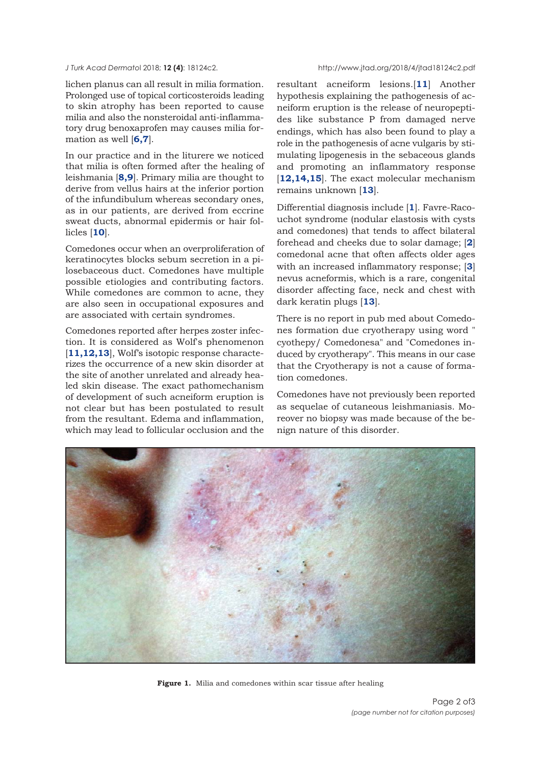lichen planus can all result in milia formation. Prolonged use of topical corticosteroids leading to skin atrophy has been reported to cause milia and also the nonsteroidal anti-inflammatory drug benoxaprofen may causes milia formation as well [**6,7**].

In our practice and in the liturere we noticed that milia is often formed after the healing of leishmania [**8,9**]. Primary milia are thought to derive from vellus hairs at the inferior portion of the infundibulum whereas secondary ones, as in our patients, are derived from eccrine sweat ducts, abnormal epidermis or hair follicles [**10**].

Comedones occur when an overproliferation of keratinocytes blocks sebum secretion in a pilosebaceous duct. Comedones have multiple possible etiologies and contributing factors. While comedones are common to acne, they are also seen in occupational exposures and are associated with certain syndromes.

Comedones reported after herpes zoster infection. It is considered as Wolf's phenomenon [**11,12,13**], Wolf's isotopic response characterizes the occurrence of a new skin disorder at the site of another unrelated and already healed skin disease. The exact pathomechanism of development of such acneiform eruption is not clear but has been postulated to result from the resultant. Edema and inflammation, which may lead to follicular occlusion and the resultant acneiform lesions.[**11**] Another hypothesis explaining the pathogenesis of acneiform eruption is the release of neuropeptides like substance P from damaged nerve endings, which has also been found to play a role in the pathogenesis of acne vulgaris by stimulating lipogenesis in the sebaceous glands and promoting an inflammatory response [**12,14,15**]. The exact molecular mechanism remains unknown [**13**].

Differential diagnosis include [**1**]. Favre-Racouchot syndrome (nodular elastosis with cysts and comedones) that tends to affect bilateral forehead and cheeks due to solar damage; [**2**] comedonal acne that often affects older ages with an increased inflammatory response; [**3**] nevus acneformis, which is a rare, congenital disorder affecting face, neck and chest with dark keratin plugs [**13**].

There is no report in pub med about Comedones formation due cryotherapy using word " cyothepy/ Comedonesa" and "Comedones induced by cryotherapy". This means in our case that the Cryotherapy is not a cause of formation comedones.

Comedones have not previously been reported as sequelae of cutaneous leishmaniasis. Moreover no biopsy was made because of the benign nature of this disorder.

**Figure 1.** Milia and comedones within scar tissue after healing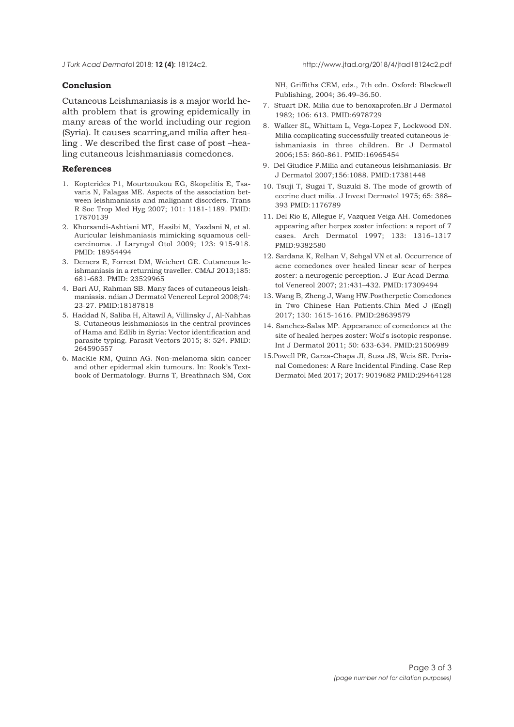## Conclusion

Cutaneous Leishmaniasis is a major world health problem that is growing epidemically in many areas of the world including our region (Syria). It causes scarring,and milia after healing . We described the first case of post –healing cutaneous leishmaniasis comedones.

## References

1. Kopterides P1, Mourtzoukou EG, Skopelitis E, Tsavaris N, Falagas ME. Aspects of the association between leishmaniasis and malignant disorders. Trans R Soc Trop Med Hyg 2007; 101: 1181-1189. PMID: 17870139
2. Khorsandi-Ashtiani MT, Hasibi M, Yazdani N, et al. Auricular leishmaniasis mimicking squamous cell-carcinoma. J Laryngol Otol 2009; 123: 915-918. PMID: 18954494
3. Demers E, Forrest DM, Weichert GE. Cutaneous leishmaniasis in a returning traveller. CMAJ 2013;185: 681-683. PMID: 23529965
4. Bari AU, Rahman SB. Many faces of cutaneous leishmaniasis. ndian J Dermatol Venereol Leprol 2008;74: 23-27. PMID:18187818
5. Haddad N, Saliba H, Altawil A, Villinsky J, Al-Nahhas S. Cutaneous leishmaniasis in the central provinces of Hama and Edlib in Syria: Vector identification and parasite typing. Parasit Vectors 2015; 8: 524. PMID: 264590557
6. MacKie RM, Quinn AG. Non-melanoma skin cancer and other epidermal skin tumours. In: Rook's Textbook of Dermatology. Burns T, Breathnach SM, Cox NH, Griffiths CEM, eds., 7th edn. Oxford: Blackwell Publishing, 2004; 36.49–36.50.
7. Stuart DR. Milia due to benoxaprofen.Br J Dermatol 1982; 106: 613. PMID:6978729
8. Walker SL, Whittam L, Vega-Lopez F, Lockwood DN. Milia complicating successfully treated cutaneous leishmaniasis in three children. Br J Dermatol 2006;155: 860-861. PMID:16965454
9. Del Giudice P.Milia and cutaneous leishmaniasis. Br J Dermatol 2007;156:1088. PMID:17381448
10. Tsuji T, Sugai T, Suzuki S. The mode of growth of eccrine duct milia. J Invest Dermatol 1975; 65: 388–393 PMID:1176789
11. Del Rio E, Allegue F, Vazquez Veiga AH. Comedones appearing after herpes zoster infection: a report of 7 cases. Arch Dermatol 1997; 133: 1316–1317 PMID:9382580
12. Sardana K, Relhan V, Sehgal VN et al. Occurrence of acne comedones over healed linear scar of herpes zoster: a neurogenic perception. J Eur Acad Dermatol Venereol 2007; 21:431–432. PMID:17309494
13. Wang B, Zheng J, Wang HW.Postherpetic Comedones in Two Chinese Han Patients.Chin Med J (Engl) 2017; 130: 1615-1616. PMID:28639579
14. Sanchez-Salas MP. Appearance of comedones at the site of healed herpes zoster: Wolf's isotopic response. Int J Dermatol 2011; 50: 633-634. PMID:21506989
15. Powell PR, Garza-Chapa JI, Susa JS, Weis SE. Perianal Comedones: A Rare Incidental Finding. Case Rep Dermatol Med 2017; 2017: 9019682 PMID:29464128